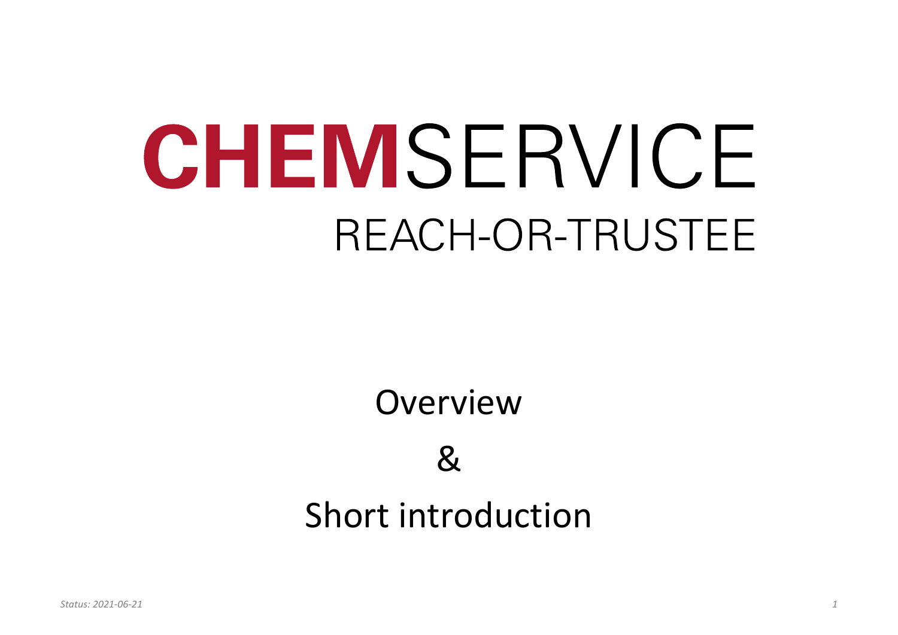# CHEMSERVICE

## REACH-OR-TRUSTEE

Overview

&

Short introduction

*Status: 2021-06-21*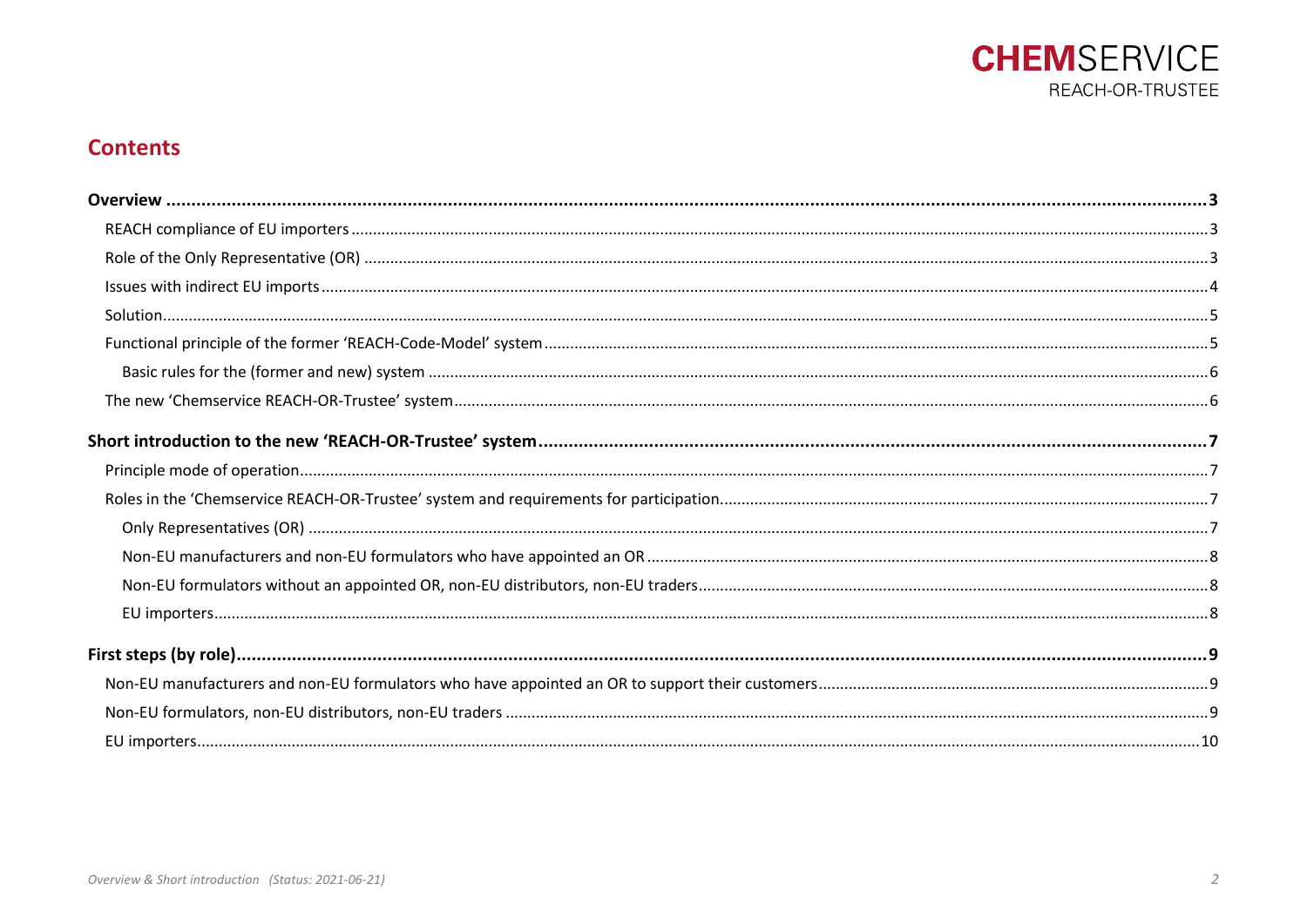## Contents

**Overview** ....... **3**

- REACH compliance of EU importers ....... 3
- Role of the Only Representative (OR) ....... 3
- Issues with indirect EU imports ....... 4
- Solution ....... 5
- Functional principle of the former 'REACH-Code-Model' system ....... 5
  - Basic rules for the (former and new) system ....... 6
- The new 'Chemservice REACH-OR-Trustee' system ....... 6

**Short introduction to the new 'REACH-OR-Trustee' system** ....... **7**

- Principle mode of operation ....... 7
- Roles in the 'Chemservice REACH-OR-Trustee' system and requirements for participation ....... 7
  - Only Representatives (OR) ....... 7
  - Non-EU manufacturers and non-EU formulators who have appointed an OR ....... 8
  - Non-EU formulators without an appointed OR, non-EU distributors, non-EU traders ....... 8
  - EU importers ....... 8

**First steps (by role)** ....... **9**

- Non-EU manufacturers and non-EU formulators who have appointed an OR to support their customers ....... 9
- Non-EU formulators, non-EU distributors, non-EU traders ....... 9
- EU importers ....... 10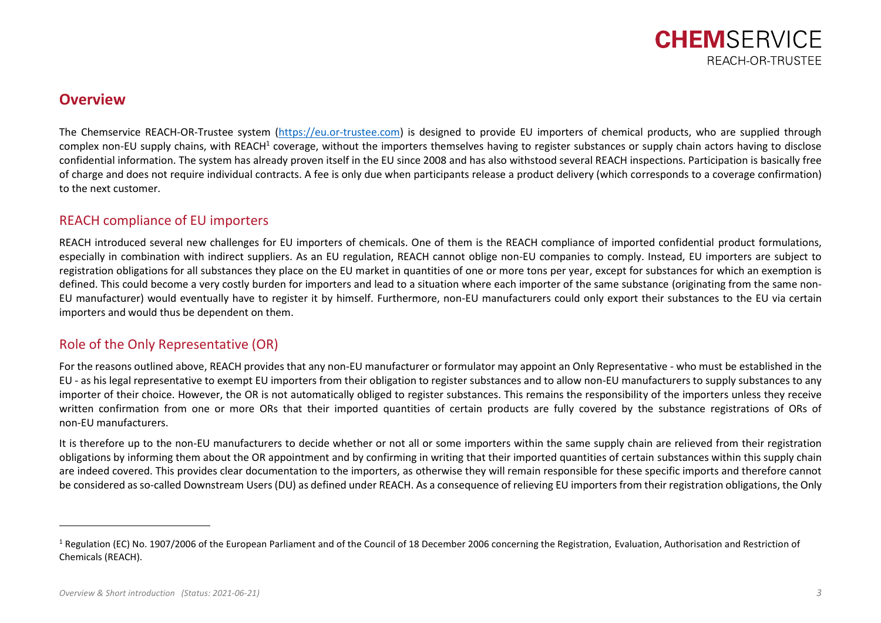## Overview

The Chemservice REACH-OR-Trustee system (https://eu.or-trustee.com) is designed to provide EU importers of chemical products, who are supplied through complex non-EU supply chains, with REACH[1] coverage, without the importers themselves having to register substances or supply chain actors having to disclose confidential information. The system has already proven itself in the EU since 2008 and has also withstood several REACH inspections. Participation is basically free of charge and does not require individual contracts. A fee is only due when participants release a product delivery (which corresponds to a coverage confirmation) to the next customer.

### REACH compliance of EU importers

REACH introduced several new challenges for EU importers of chemicals. One of them is the REACH compliance of imported confidential product formulations, especially in combination with indirect suppliers. As an EU regulation, REACH cannot oblige non-EU companies to comply. Instead, EU importers are subject to registration obligations for all substances they place on the EU market in quantities of one or more tons per year, except for substances for which an exemption is defined. This could become a very costly burden for importers and lead to a situation where each importer of the same substance (originating from the same non-EU manufacturer) would eventually have to register it by himself. Furthermore, non-EU manufacturers could only export their substances to the EU via certain importers and would thus be dependent on them.

### Role of the Only Representative (OR)

For the reasons outlined above, REACH provides that any non-EU manufacturer or formulator may appoint an Only Representative - who must be established in the EU - as his legal representative to exempt EU importers from their obligation to register substances and to allow non-EU manufacturers to supply substances to any importer of their choice. However, the OR is not automatically obliged to register substances. This remains the responsibility of the importers unless they receive written confirmation from one or more ORs that their imported quantities of certain products are fully covered by the substance registrations of ORs of non-EU manufacturers.

It is therefore up to the non-EU manufacturers to decide whether or not all or some importers within the same supply chain are relieved from their registration obligations by informing them about the OR appointment and by confirming in writing that their imported quantities of certain substances within this supply chain are indeed covered. This provides clear documentation to the importers, as otherwise they will remain responsible for these specific imports and therefore cannot be considered as so-called Downstream Users (DU) as defined under REACH. As a consequence of relieving EU importers from their registration obligations, the Only

[1] Regulation (EC) No. 1907/2006 of the European Parliament and of the Council of 18 December 2006 concerning the Registration, Evaluation, Authorisation and Restriction of Chemicals (REACH).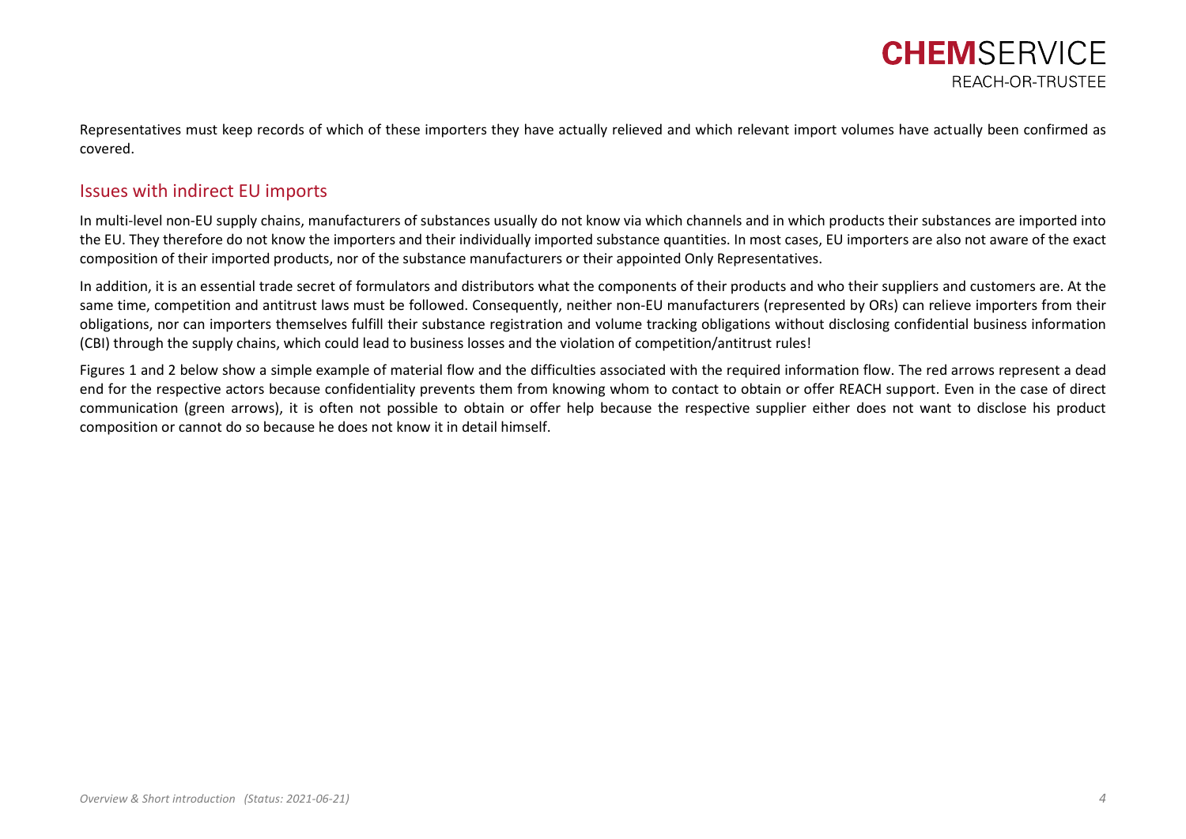Representatives must keep records of which of these importers they have actually relieved and which relevant import volumes have actually been confirmed as covered.

## Issues with indirect EU imports

In multi-level non-EU supply chains, manufacturers of substances usually do not know via which channels and in which products their substances are imported into the EU. They therefore do not know the importers and their individually imported substance quantities. In most cases, EU importers are also not aware of the exact composition of their imported products, nor of the substance manufacturers or their appointed Only Representatives.

In addition, it is an essential trade secret of formulators and distributors what the components of their products and who their suppliers and customers are. At the same time, competition and antitrust laws must be followed. Consequently, neither non-EU manufacturers (represented by ORs) can relieve importers from their obligations, nor can importers themselves fulfill their substance registration and volume tracking obligations without disclosing confidential business information (CBI) through the supply chains, which could lead to business losses and the violation of competition/antitrust rules!

Figures 1 and 2 below show a simple example of material flow and the difficulties associated with the required information flow. The red arrows represent a dead end for the respective actors because confidentiality prevents them from knowing whom to contact to obtain or offer REACH support. Even in the case of direct communication (green arrows), it is often not possible to obtain or offer help because the respective supplier either does not want to disclose his product composition or cannot do so because he does not know it in detail himself.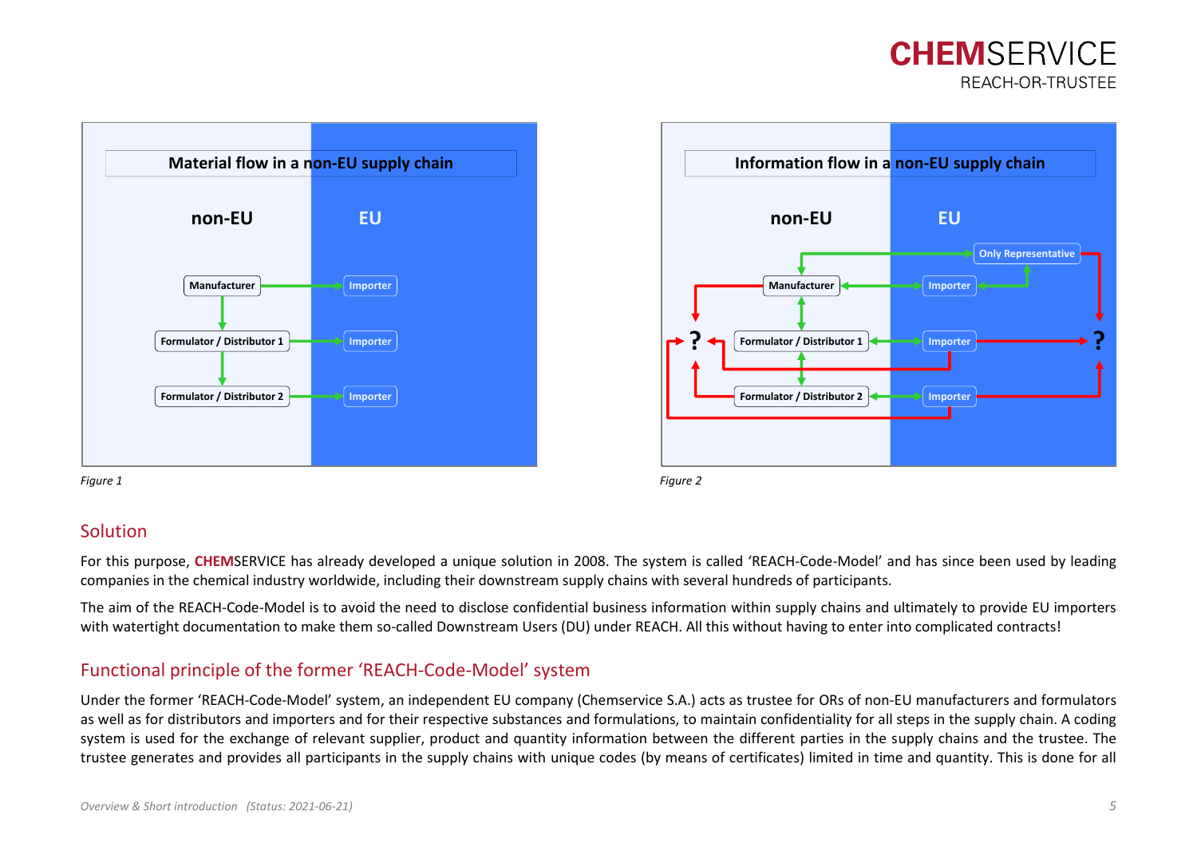Material flow in a non-EU supply chain

| non-EU | EU |
|---|---|
| Manufacturer | Importer |
| Formulator / Distributor 1 | Importer |
| Formulator / Distributor 2 | Importer |

*Figure 1*

Information flow in a non-EU supply chain

| non-EU | EU |
|---|---|
| | Only Representative |
| Manufacturer | Importer |
| ? Formulator / Distributor 1 | Importer ? |
| Formulator / Distributor 2 | Importer |

*Figure 2*

## Solution

For this purpose, **CHEM**SERVICE has already developed a unique solution in 2008. The system is called 'REACH-Code-Model' and has since been used by leading companies in the chemical industry worldwide, including their downstream supply chains with several hundreds of participants.

The aim of the REACH-Code-Model is to avoid the need to disclose confidential business information within supply chains and ultimately to provide EU importers with watertight documentation to make them so-called Downstream Users (DU) under REACH. All this without having to enter into complicated contracts!

## Functional principle of the former 'REACH-Code-Model' system

Under the former 'REACH-Code-Model' system, an independent EU company (Chemservice S.A.) acts as trustee for ORs of non-EU manufacturers and formulators as well as for distributors and importers and for their respective substances and formulations, to maintain confidentiality for all steps in the supply chain. A coding system is used for the exchange of relevant supplier, product and quantity information between the different parties in the supply chains and the trustee. The trustee generates and provides all participants in the supply chains with unique codes (by means of certificates) limited in time and quantity. This is done for all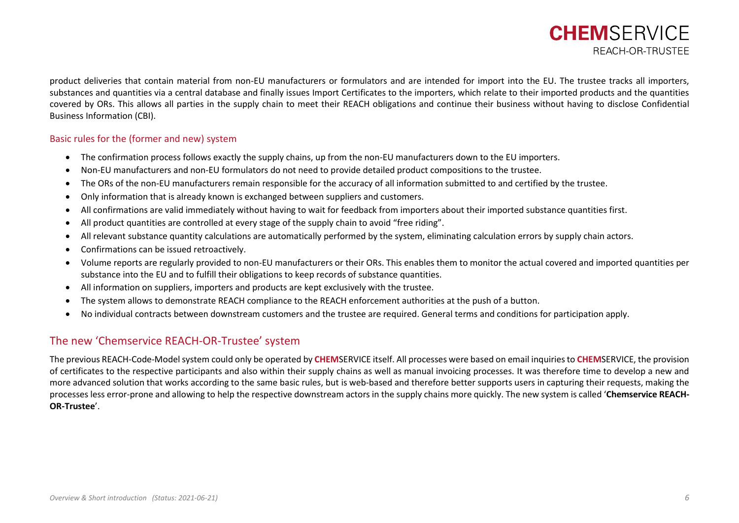product deliveries that contain material from non-EU manufacturers or formulators and are intended for import into the EU. The trustee tracks all importers, substances and quantities via a central database and finally issues Import Certificates to the importers, which relate to their imported products and the quantities covered by ORs. This allows all parties in the supply chain to meet their REACH obligations and continue their business without having to disclose Confidential Business Information (CBI).

### Basic rules for the (former and new) system

- The confirmation process follows exactly the supply chains, up from the non-EU manufacturers down to the EU importers.
- Non-EU manufacturers and non-EU formulators do not need to provide detailed product compositions to the trustee.
- The ORs of the non-EU manufacturers remain responsible for the accuracy of all information submitted to and certified by the trustee.
- Only information that is already known is exchanged between suppliers and customers.
- All confirmations are valid immediately without having to wait for feedback from importers about their imported substance quantities first.
- All product quantities are controlled at every stage of the supply chain to avoid "free riding".
- All relevant substance quantity calculations are automatically performed by the system, eliminating calculation errors by supply chain actors.
- Confirmations can be issued retroactively.
- Volume reports are regularly provided to non-EU manufacturers or their ORs. This enables them to monitor the actual covered and imported quantities per substance into the EU and to fulfill their obligations to keep records of substance quantities.
- All information on suppliers, importers and products are kept exclusively with the trustee.
- The system allows to demonstrate REACH compliance to the REACH enforcement authorities at the push of a button.
- No individual contracts between downstream customers and the trustee are required. General terms and conditions for participation apply.

## The new 'Chemservice REACH-OR-Trustee' system

The previous REACH-Code-Model system could only be operated by **CHEM**SERVICE itself. All processes were based on email inquiries to **CHEM**SERVICE, the provision of certificates to the respective participants and also within their supply chains as well as manual invoicing processes. It was therefore time to develop a new and more advanced solution that works according to the same basic rules, but is web-based and therefore better supports users in capturing their requests, making the processes less error-prone and allowing to help the respective downstream actors in the supply chains more quickly. The new system is called '**Chemservice REACH-OR-Trustee**'.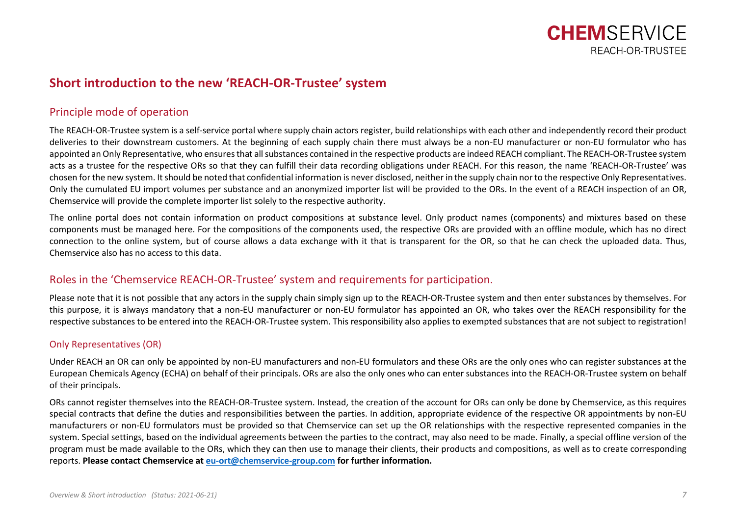## Short introduction to the new 'REACH-OR-Trustee' system

### Principle mode of operation

The REACH-OR-Trustee system is a self-service portal where supply chain actors register, build relationships with each other and independently record their product deliveries to their downstream customers. At the beginning of each supply chain there must always be a non-EU manufacturer or non-EU formulator who has appointed an Only Representative, who ensures that all substances contained in the respective products are indeed REACH compliant. The REACH-OR-Trustee system acts as a trustee for the respective ORs so that they can fulfill their data recording obligations under REACH. For this reason, the name 'REACH-OR-Trustee' was chosen for the new system. It should be noted that confidential information is never disclosed, neither in the supply chain nor to the respective Only Representatives. Only the cumulated EU import volumes per substance and an anonymized importer list will be provided to the ORs. In the event of a REACH inspection of an OR, Chemservice will provide the complete importer list solely to the respective authority.

The online portal does not contain information on product compositions at substance level. Only product names (components) and mixtures based on these components must be managed here. For the compositions of the components used, the respective ORs are provided with an offline module, which has no direct connection to the online system, but of course allows a data exchange with it that is transparent for the OR, so that he can check the uploaded data. Thus, Chemservice also has no access to this data.

### Roles in the 'Chemservice REACH-OR-Trustee' system and requirements for participation.

Please note that it is not possible that any actors in the supply chain simply sign up to the REACH-OR-Trustee system and then enter substances by themselves. For this purpose, it is always mandatory that a non-EU manufacturer or non-EU formulator has appointed an OR, who takes over the REACH responsibility for the respective substances to be entered into the REACH-OR-Trustee system. This responsibility also applies to exempted substances that are not subject to registration!

#### Only Representatives (OR)

Under REACH an OR can only be appointed by non-EU manufacturers and non-EU formulators and these ORs are the only ones who can register substances at the European Chemicals Agency (ECHA) on behalf of their principals. ORs are also the only ones who can enter substances into the REACH-OR-Trustee system on behalf of their principals.

ORs cannot register themselves into the REACH-OR-Trustee system. Instead, the creation of the account for ORs can only be done by Chemservice, as this requires special contracts that define the duties and responsibilities between the parties. In addition, appropriate evidence of the respective OR appointments by non-EU manufacturers or non-EU formulators must be provided so that Chemservice can set up the OR relationships with the respective represented companies in the system. Special settings, based on the individual agreements between the parties to the contract, may also need to be made. Finally, a special offline version of the program must be made available to the ORs, which they can then use to manage their clients, their products and compositions, as well as to create corresponding reports. **Please contact Chemservice at eu-ort@chemservice-group.com for further information.**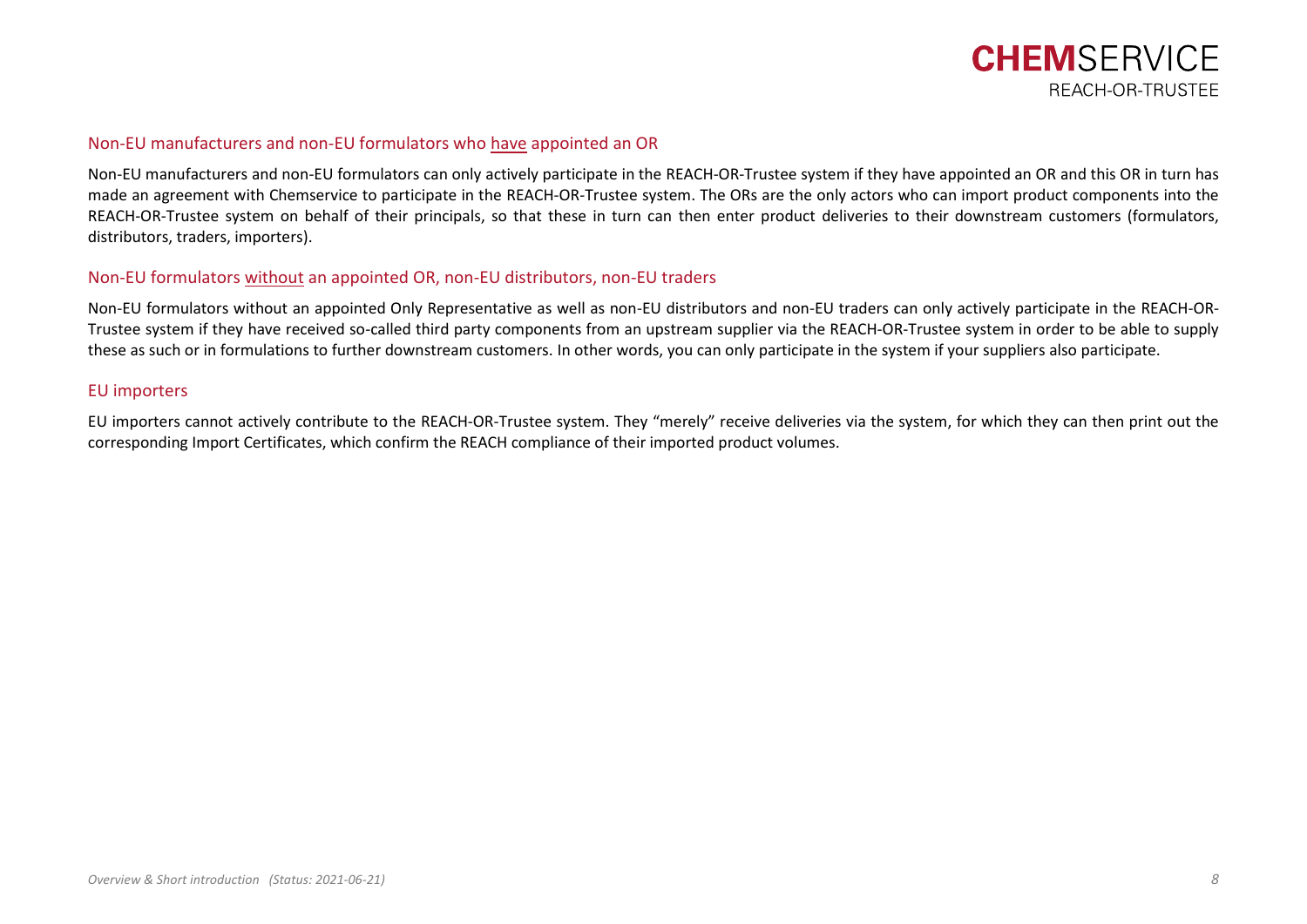## Non-EU manufacturers and non-EU formulators who have appointed an OR

Non-EU manufacturers and non-EU formulators can only actively participate in the REACH-OR-Trustee system if they have appointed an OR and this OR in turn has made an agreement with Chemservice to participate in the REACH-OR-Trustee system. The ORs are the only actors who can import product components into the REACH-OR-Trustee system on behalf of their principals, so that these in turn can then enter product deliveries to their downstream customers (formulators, distributors, traders, importers).

## Non-EU formulators without an appointed OR, non-EU distributors, non-EU traders

Non-EU formulators without an appointed Only Representative as well as non-EU distributors and non-EU traders can only actively participate in the REACH-OR-Trustee system if they have received so-called third party components from an upstream supplier via the REACH-OR-Trustee system in order to be able to supply these as such or in formulations to further downstream customers. In other words, you can only participate in the system if your suppliers also participate.

## EU importers

EU importers cannot actively contribute to the REACH-OR-Trustee system. They "merely" receive deliveries via the system, for which they can then print out the corresponding Import Certificates, which confirm the REACH compliance of their imported product volumes.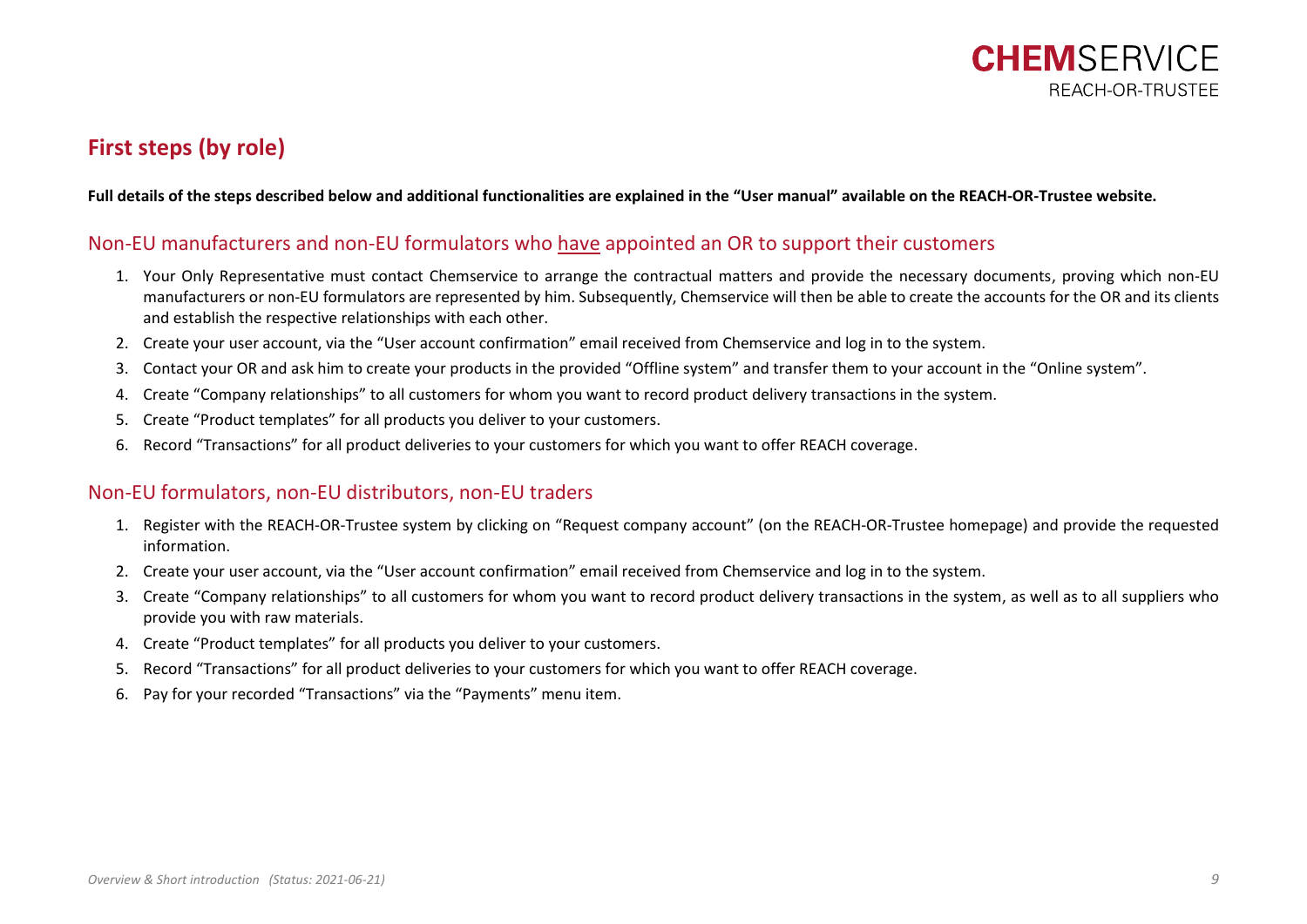## First steps (by role)

**Full details of the steps described below and additional functionalities are explained in the "User manual" available on the REACH-OR-Trustee website.**

### Non-EU manufacturers and non-EU formulators who have appointed an OR to support their customers

1. Your Only Representative must contact Chemservice to arrange the contractual matters and provide the necessary documents, proving which non-EU manufacturers or non-EU formulators are represented by him. Subsequently, Chemservice will then be able to create the accounts for the OR and its clients and establish the respective relationships with each other.
2. Create your user account, via the "User account confirmation" email received from Chemservice and log in to the system.
3. Contact your OR and ask him to create your products in the provided "Offline system" and transfer them to your account in the "Online system".
4. Create "Company relationships" to all customers for whom you want to record product delivery transactions in the system.
5. Create "Product templates" for all products you deliver to your customers.
6. Record "Transactions" for all product deliveries to your customers for which you want to offer REACH coverage.

### Non-EU formulators, non-EU distributors, non-EU traders

1. Register with the REACH-OR-Trustee system by clicking on "Request company account" (on the REACH-OR-Trustee homepage) and provide the requested information.
2. Create your user account, via the "User account confirmation" email received from Chemservice and log in to the system.
3. Create "Company relationships" to all customers for whom you want to record product delivery transactions in the system, as well as to all suppliers who provide you with raw materials.
4. Create "Product templates" for all products you deliver to your customers.
5. Record "Transactions" for all product deliveries to your customers for which you want to offer REACH coverage.
6. Pay for your recorded "Transactions" via the "Payments" menu item.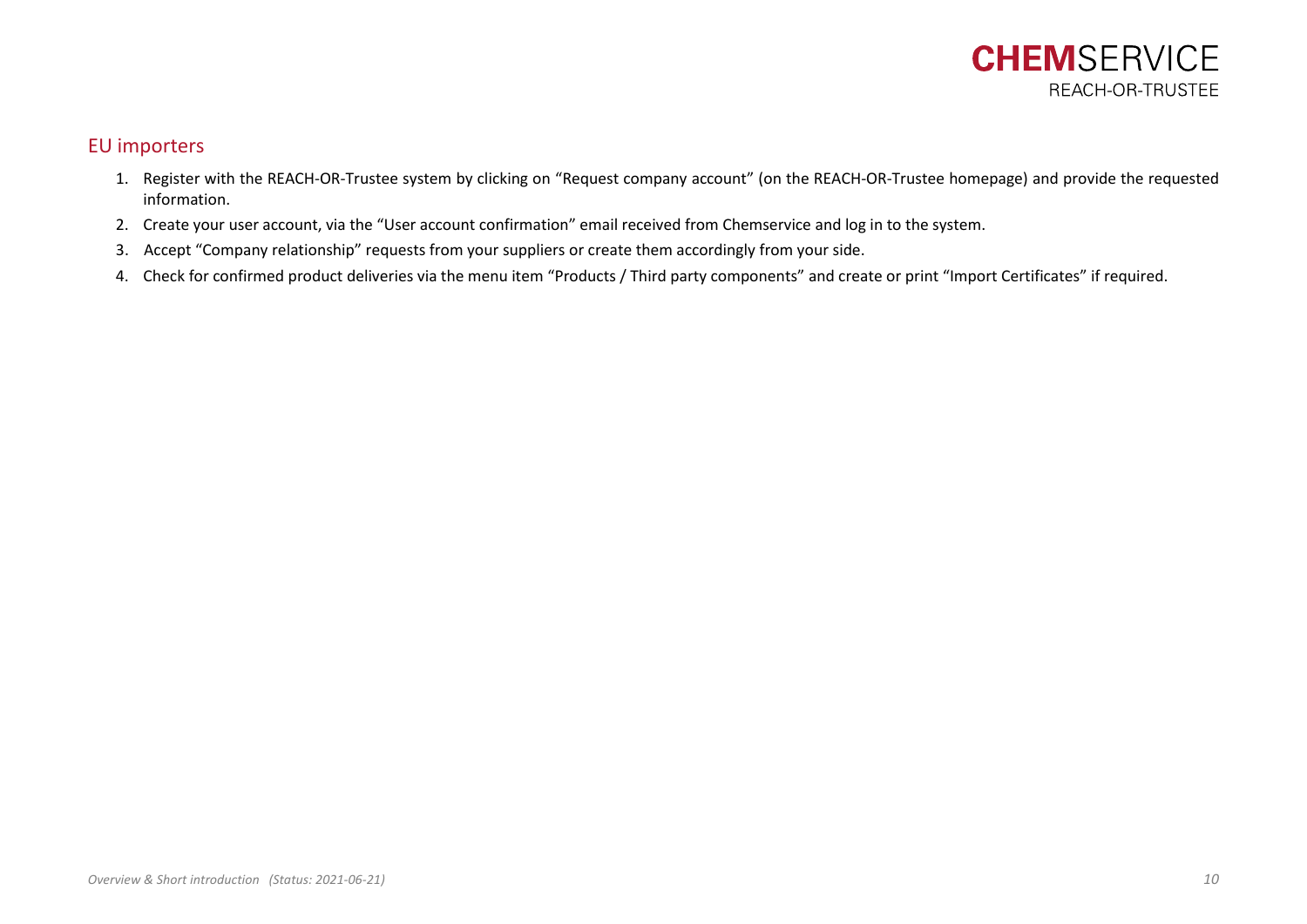## EU importers

1. Register with the REACH-OR-Trustee system by clicking on “Request company account” (on the REACH-OR-Trustee homepage) and provide the requested information.
2. Create your user account, via the “User account confirmation” email received from Chemservice and log in to the system.
3. Accept “Company relationship” requests from your suppliers or create them accordingly from your side.
4. Check for confirmed product deliveries via the menu item “Products / Third party components” and create or print “Import Certificates” if required.